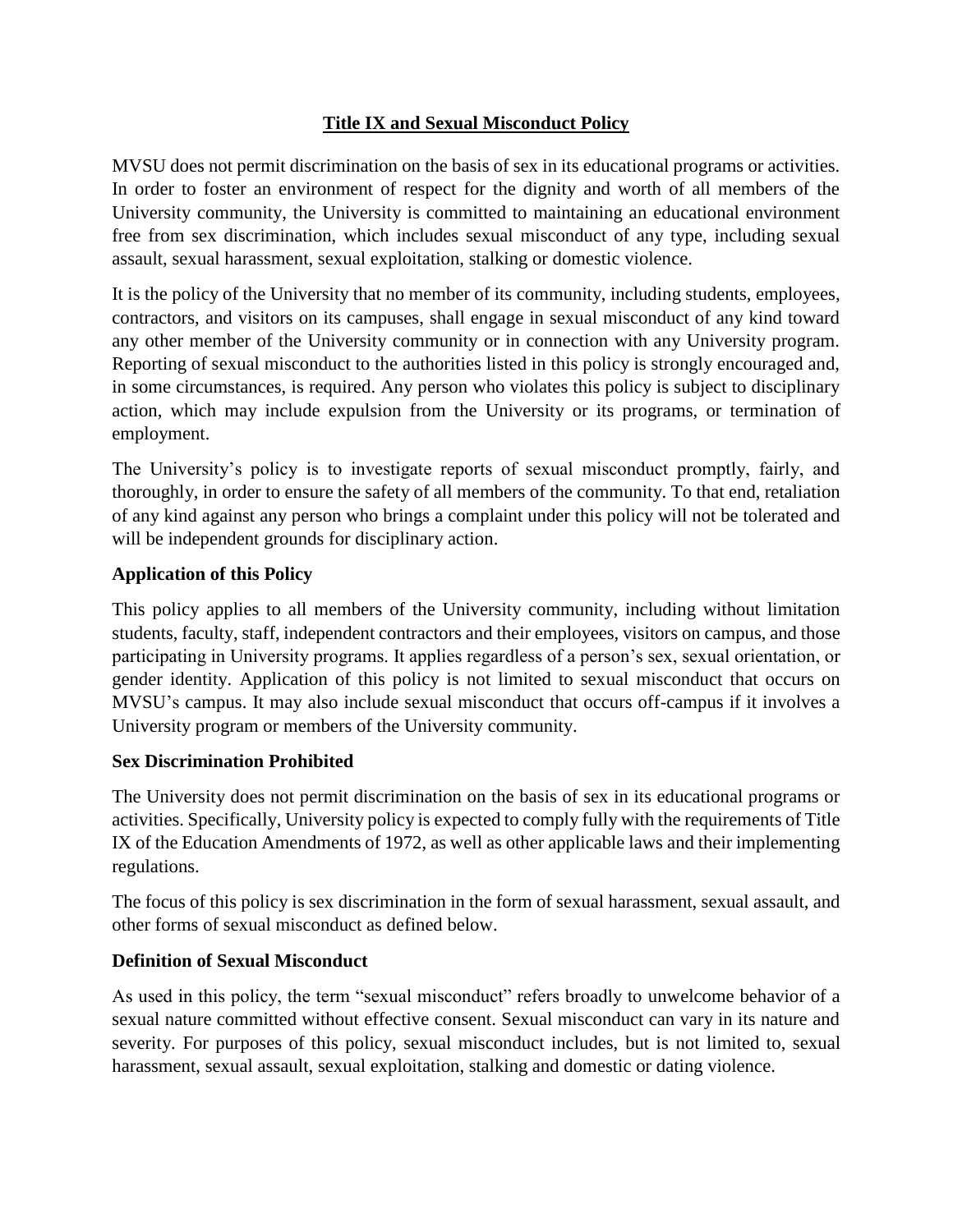# Title IX and Sexual Misconduct Policy

MVSU does not permit discrimination on the basis of sex in its educational programs or activities. In order to foster an environment of respect for the dignity and worth of all members of the University community, the University is committed to maintaining an educational environment free from sex discrimination, which includes sexual misconduct of any type, including sexual assault, sexual harassment, sexual exploitation, stalking or domestic violence.

It is the policy of the University that no member of its community, including students, employees, contractors, and visitors on its campuses, shall engage in sexual misconduct of any kind toward any other member of the University community or in connection with any University program. Reporting of sexual misconduct to the authorities listed in this policy is strongly encouraged and, in some circumstances, is required. Any person who violates this policy is subject to disciplinary action, which may include expulsion from the University or its programs, or termination of employment.

The University's policy is to investigate reports of sexual misconduct promptly, fairly, and thoroughly, in order to ensure the safety of all members of the community. To that end, retaliation of any kind against any person who brings a complaint under this policy will not be tolerated and will be independent grounds for disciplinary action.

## Application of this Policy

This policy applies to all members of the University community, including without limitation students, faculty, staff, independent contractors and their employees, visitors on campus, and those participating in University programs. It applies regardless of a person's sex, sexual orientation, or gender identity. Application of this policy is not limited to sexual misconduct that occurs on MVSU's campus. It may also include sexual misconduct that occurs off-campus if it involves a University program or members of the University community.

## Sex Discrimination Prohibited

The University does not permit discrimination on the basis of sex in its educational programs or activities. Specifically, University policy is expected to comply fully with the requirements of Title IX of the Education Amendments of 1972, as well as other applicable laws and their implementing regulations.

The focus of this policy is sex discrimination in the form of sexual harassment, sexual assault, and other forms of sexual misconduct as defined below.

## Definition of Sexual Misconduct

As used in this policy, the term "sexual misconduct" refers broadly to unwelcome behavior of a sexual nature committed without effective consent. Sexual misconduct can vary in its nature and severity. For purposes of this policy, sexual misconduct includes, but is not limited to, sexual harassment, sexual assault, sexual exploitation, stalking and domestic or dating violence.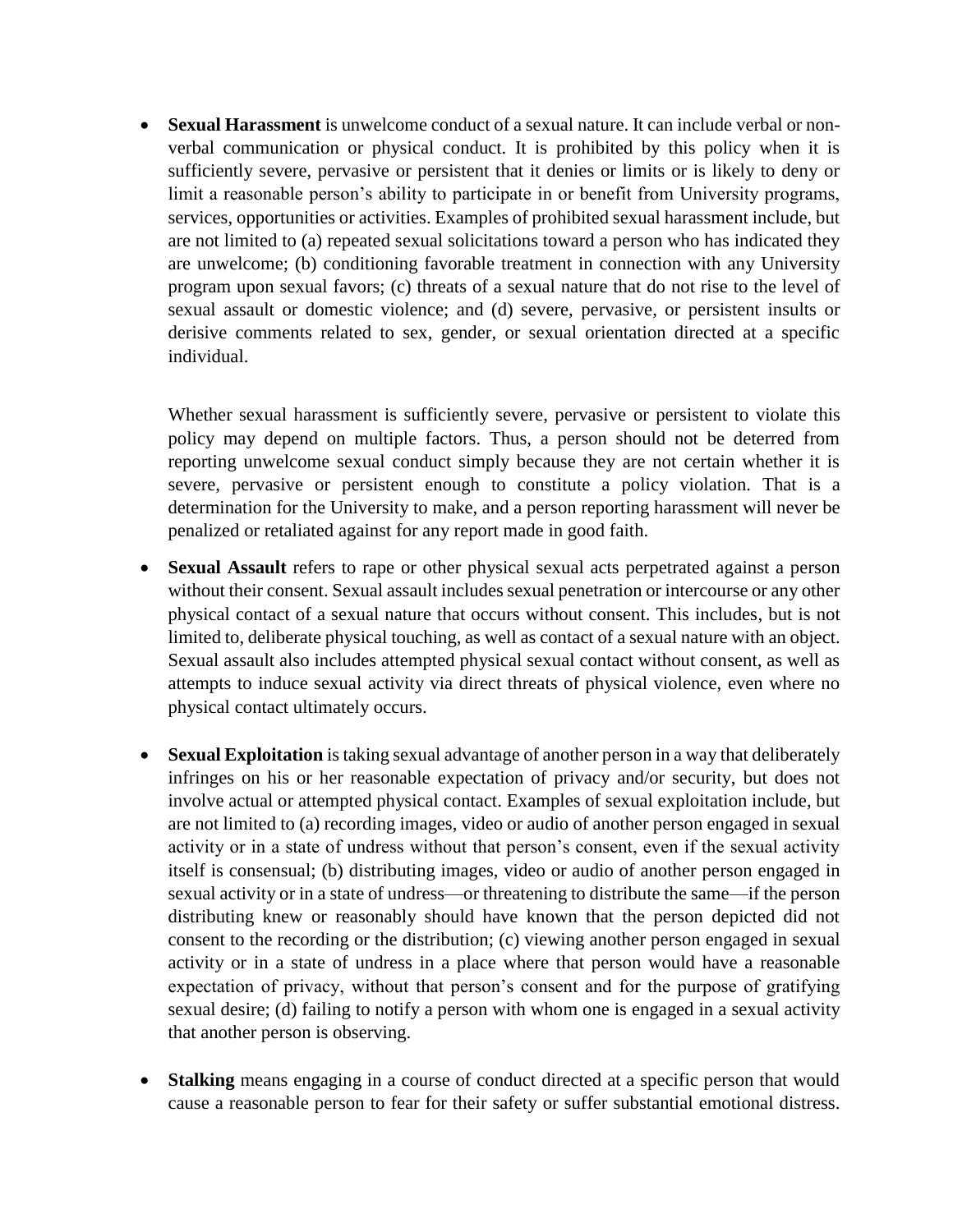- **Sexual Harassment** is unwelcome conduct of a sexual nature. It can include verbal or non-verbal communication or physical conduct. It is prohibited by this policy when it is sufficiently severe, pervasive or persistent that it denies or limits or is likely to deny or limit a reasonable person's ability to participate in or benefit from University programs, services, opportunities or activities. Examples of prohibited sexual harassment include, but are not limited to (a) repeated sexual solicitations toward a person who has indicated they are unwelcome; (b) conditioning favorable treatment in connection with any University program upon sexual favors; (c) threats of a sexual nature that do not rise to the level of sexual assault or domestic violence; and (d) severe, pervasive, or persistent insults or derisive comments related to sex, gender, or sexual orientation directed at a specific individual.

  Whether sexual harassment is sufficiently severe, pervasive or persistent to violate this policy may depend on multiple factors. Thus, a person should not be deterred from reporting unwelcome sexual conduct simply because they are not certain whether it is severe, pervasive or persistent enough to constitute a policy violation. That is a determination for the University to make, and a person reporting harassment will never be penalized or retaliated against for any report made in good faith.

- **Sexual Assault** refers to rape or other physical sexual acts perpetrated against a person without their consent. Sexual assault includes sexual penetration or intercourse or any other physical contact of a sexual nature that occurs without consent. This includes, but is not limited to, deliberate physical touching, as well as contact of a sexual nature with an object. Sexual assault also includes attempted physical sexual contact without consent, as well as attempts to induce sexual activity via direct threats of physical violence, even where no physical contact ultimately occurs.

- **Sexual Exploitation** is taking sexual advantage of another person in a way that deliberately infringes on his or her reasonable expectation of privacy and/or security, but does not involve actual or attempted physical contact. Examples of sexual exploitation include, but are not limited to (a) recording images, video or audio of another person engaged in sexual activity or in a state of undress without that person's consent, even if the sexual activity itself is consensual; (b) distributing images, video or audio of another person engaged in sexual activity or in a state of undress—or threatening to distribute the same—if the person distributing knew or reasonably should have known that the person depicted did not consent to the recording or the distribution; (c) viewing another person engaged in sexual activity or in a state of undress in a place where that person would have a reasonable expectation of privacy, without that person's consent and for the purpose of gratifying sexual desire; (d) failing to notify a person with whom one is engaged in a sexual activity that another person is observing.

- **Stalking** means engaging in a course of conduct directed at a specific person that would cause a reasonable person to fear for their safety or suffer substantial emotional distress.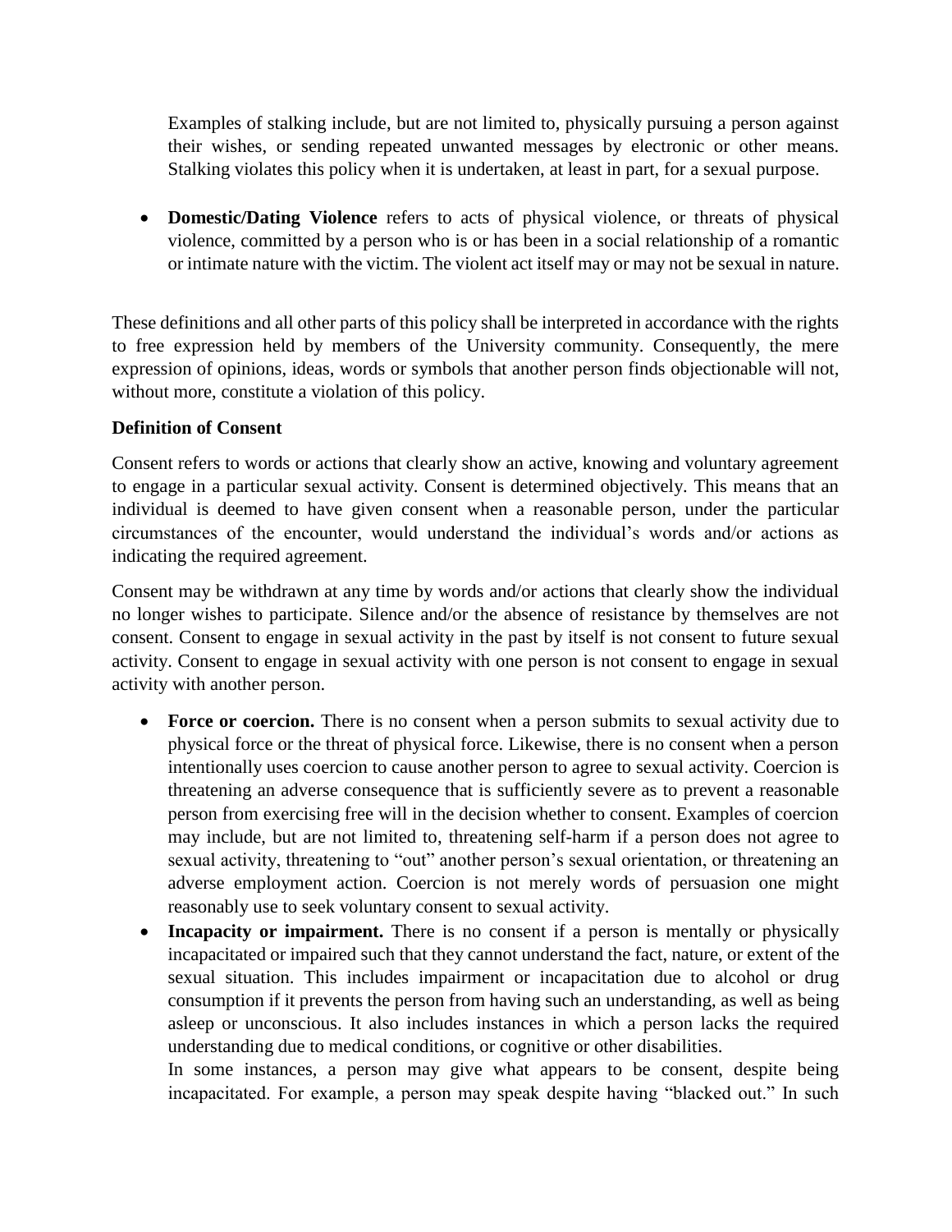Examples of stalking include, but are not limited to, physically pursuing a person against their wishes, or sending repeated unwanted messages by electronic or other means. Stalking violates this policy when it is undertaken, at least in part, for a sexual purpose.

- **Domestic/Dating Violence** refers to acts of physical violence, or threats of physical violence, committed by a person who is or has been in a social relationship of a romantic or intimate nature with the victim. The violent act itself may or may not be sexual in nature.

These definitions and all other parts of this policy shall be interpreted in accordance with the rights to free expression held by members of the University community. Consequently, the mere expression of opinions, ideas, words or symbols that another person finds objectionable will not, without more, constitute a violation of this policy.

**Definition of Consent**

Consent refers to words or actions that clearly show an active, knowing and voluntary agreement to engage in a particular sexual activity. Consent is determined objectively. This means that an individual is deemed to have given consent when a reasonable person, under the particular circumstances of the encounter, would understand the individual's words and/or actions as indicating the required agreement.

Consent may be withdrawn at any time by words and/or actions that clearly show the individual no longer wishes to participate. Silence and/or the absence of resistance by themselves are not consent. Consent to engage in sexual activity in the past by itself is not consent to future sexual activity. Consent to engage in sexual activity with one person is not consent to engage in sexual activity with another person.

- **Force or coercion.** There is no consent when a person submits to sexual activity due to physical force or the threat of physical force. Likewise, there is no consent when a person intentionally uses coercion to cause another person to agree to sexual activity. Coercion is threatening an adverse consequence that is sufficiently severe as to prevent a reasonable person from exercising free will in the decision whether to consent. Examples of coercion may include, but are not limited to, threatening self-harm if a person does not agree to sexual activity, threatening to "out" another person's sexual orientation, or threatening an adverse employment action. Coercion is not merely words of persuasion one might reasonably use to seek voluntary consent to sexual activity.
- **Incapacity or impairment.** There is no consent if a person is mentally or physically incapacitated or impaired such that they cannot understand the fact, nature, or extent of the sexual situation. This includes impairment or incapacitation due to alcohol or drug consumption if it prevents the person from having such an understanding, as well as being asleep or unconscious. It also includes instances in which a person lacks the required understanding due to medical conditions, or cognitive or other disabilities.

  In some instances, a person may give what appears to be consent, despite being incapacitated. For example, a person may speak despite having "blacked out." In such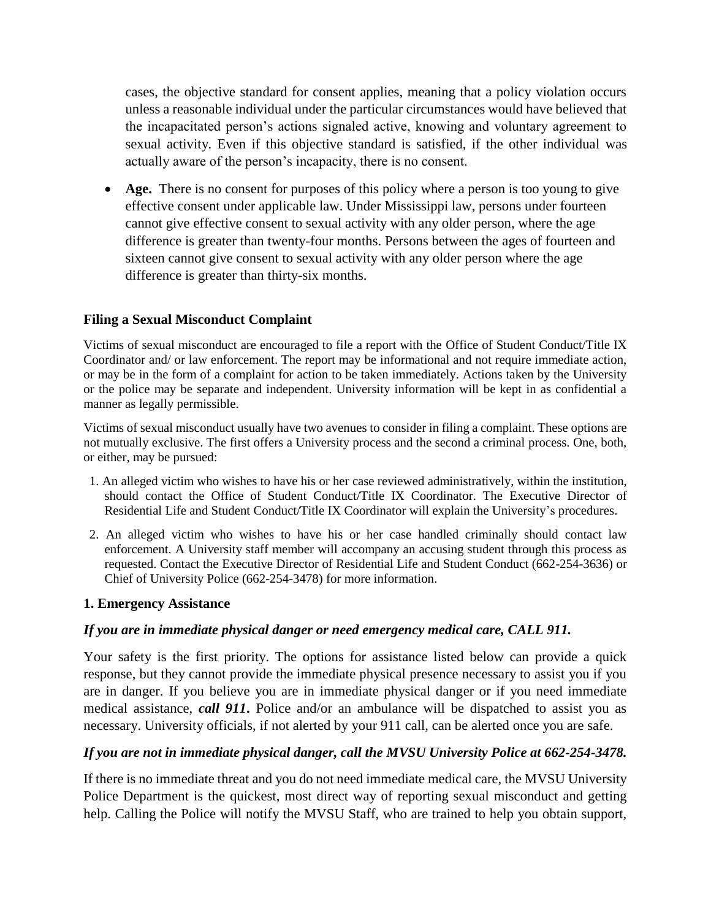cases, the objective standard for consent applies, meaning that a policy violation occurs unless a reasonable individual under the particular circumstances would have believed that the incapacitated person's actions signaled active, knowing and voluntary agreement to sexual activity. Even if this objective standard is satisfied, if the other individual was actually aware of the person's incapacity, there is no consent.

- **Age.** There is no consent for purposes of this policy where a person is too young to give effective consent under applicable law. Under Mississippi law, persons under fourteen cannot give effective consent to sexual activity with any older person, where the age difference is greater than twenty-four months. Persons between the ages of fourteen and sixteen cannot give consent to sexual activity with any older person where the age difference is greater than thirty-six months.

### Filing a Sexual Misconduct Complaint

Victims of sexual misconduct are encouraged to file a report with the Office of Student Conduct/Title IX Coordinator and/ or law enforcement. The report may be informational and not require immediate action, or may be in the form of a complaint for action to be taken immediately. Actions taken by the University or the police may be separate and independent. University information will be kept in as confidential a manner as legally permissible.

Victims of sexual misconduct usually have two avenues to consider in filing a complaint. These options are not mutually exclusive. The first offers a University process and the second a criminal process. One, both, or either, may be pursued:

1. An alleged victim who wishes to have his or her case reviewed administratively, within the institution, should contact the Office of Student Conduct/Title IX Coordinator. The Executive Director of Residential Life and Student Conduct/Title IX Coordinator will explain the University's procedures.
2. An alleged victim who wishes to have his or her case handled criminally should contact law enforcement. A University staff member will accompany an accusing student through this process as requested. Contact the Executive Director of Residential Life and Student Conduct (662-254-3636) or Chief of University Police (662-254-3478) for more information.

### 1. Emergency Assistance

***If you are in immediate physical danger or need emergency medical care, CALL 911.***

Your safety is the first priority. The options for assistance listed below can provide a quick response, but they cannot provide the immediate physical presence necessary to assist you if you are in danger. If you believe you are in immediate physical danger or if you need immediate medical assistance, ***call 911.*** Police and/or an ambulance will be dispatched to assist you as necessary. University officials, if not alerted by your 911 call, can be alerted once you are safe.

***If you are not in immediate physical danger, call the MVSU University Police at 662-254-3478.***

If there is no immediate threat and you do not need immediate medical care, the MVSU University Police Department is the quickest, most direct way of reporting sexual misconduct and getting help. Calling the Police will notify the MVSU Staff, who are trained to help you obtain support,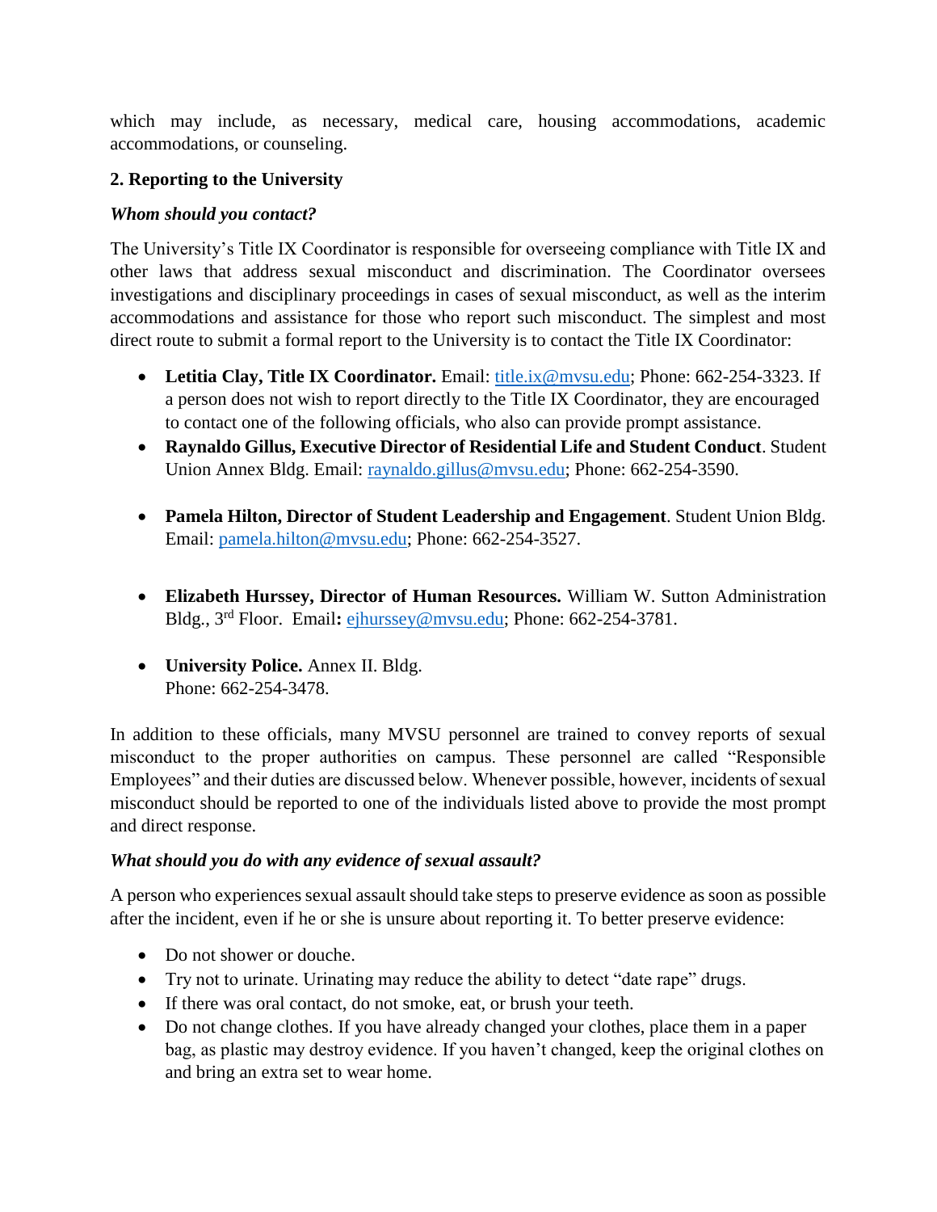which may include, as necessary, medical care, housing accommodations, academic accommodations, or counseling.

**2. Reporting to the University**

***Whom should you contact?***

The University's Title IX Coordinator is responsible for overseeing compliance with Title IX and other laws that address sexual misconduct and discrimination. The Coordinator oversees investigations and disciplinary proceedings in cases of sexual misconduct, as well as the interim accommodations and assistance for those who report such misconduct. The simplest and most direct route to submit a formal report to the University is to contact the Title IX Coordinator:

- **Letitia Clay, Title IX Coordinator.** Email: title.ix@mvsu.edu; Phone: 662-254-3323. If a person does not wish to report directly to the Title IX Coordinator, they are encouraged to contact one of the following officials, who also can provide prompt assistance.
- **Raynaldo Gillus, Executive Director of Residential Life and Student Conduct**. Student Union Annex Bldg. Email: raynaldo.gillus@mvsu.edu; Phone: 662-254-3590.
- **Pamela Hilton, Director of Student Leadership and Engagement**. Student Union Bldg. Email: pamela.hilton@mvsu.edu; Phone: 662-254-3527.
- **Elizabeth Hurssey, Director of Human Resources.** William W. Sutton Administration Bldg., 3rd Floor. Email**:** ejhurssey@mvsu.edu; Phone: 662-254-3781.
- **University Police.** Annex II. Bldg.
  Phone: 662-254-3478.

In addition to these officials, many MVSU personnel are trained to convey reports of sexual misconduct to the proper authorities on campus. These personnel are called "Responsible Employees" and their duties are discussed below. Whenever possible, however, incidents of sexual misconduct should be reported to one of the individuals listed above to provide the most prompt and direct response.

***What should you do with any evidence of sexual assault?***

A person who experiences sexual assault should take steps to preserve evidence as soon as possible after the incident, even if he or she is unsure about reporting it. To better preserve evidence:

- Do not shower or douche.
- Try not to urinate. Urinating may reduce the ability to detect "date rape" drugs.
- If there was oral contact, do not smoke, eat, or brush your teeth.
- Do not change clothes. If you have already changed your clothes, place them in a paper bag, as plastic may destroy evidence. If you haven't changed, keep the original clothes on and bring an extra set to wear home.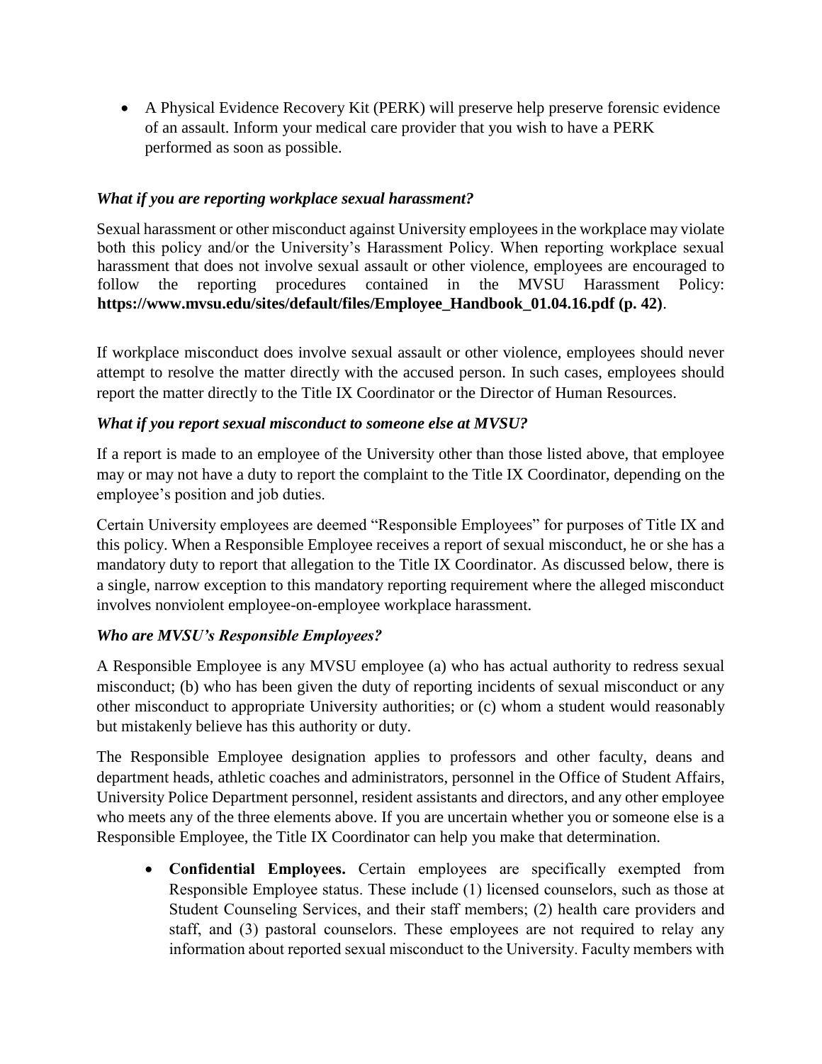- A Physical Evidence Recovery Kit (PERK) will preserve help preserve forensic evidence of an assault. Inform your medical care provider that you wish to have a PERK performed as soon as possible.

### *What if you are reporting workplace sexual harassment?*

Sexual harassment or other misconduct against University employees in the workplace may violate both this policy and/or the University's Harassment Policy. When reporting workplace sexual harassment that does not involve sexual assault or other violence, employees are encouraged to follow the reporting procedures contained in the MVSU Harassment Policy: **https://www.mvsu.edu/sites/default/files/Employee_Handbook_01.04.16.pdf (p. 42)**.

If workplace misconduct does involve sexual assault or other violence, employees should never attempt to resolve the matter directly with the accused person. In such cases, employees should report the matter directly to the Title IX Coordinator or the Director of Human Resources.

### *What if you report sexual misconduct to someone else at MVSU?*

If a report is made to an employee of the University other than those listed above, that employee may or may not have a duty to report the complaint to the Title IX Coordinator, depending on the employee's position and job duties.

Certain University employees are deemed "Responsible Employees" for purposes of Title IX and this policy. When a Responsible Employee receives a report of sexual misconduct, he or she has a mandatory duty to report that allegation to the Title IX Coordinator. As discussed below, there is a single, narrow exception to this mandatory reporting requirement where the alleged misconduct involves nonviolent employee-on-employee workplace harassment.

### *Who are MVSU's Responsible Employees?*

A Responsible Employee is any MVSU employee (a) who has actual authority to redress sexual misconduct; (b) who has been given the duty of reporting incidents of sexual misconduct or any other misconduct to appropriate University authorities; or (c) whom a student would reasonably but mistakenly believe has this authority or duty.

The Responsible Employee designation applies to professors and other faculty, deans and department heads, athletic coaches and administrators, personnel in the Office of Student Affairs, University Police Department personnel, resident assistants and directors, and any other employee who meets any of the three elements above. If you are uncertain whether you or someone else is a Responsible Employee, the Title IX Coordinator can help you make that determination.

- **Confidential Employees.** Certain employees are specifically exempted from Responsible Employee status. These include (1) licensed counselors, such as those at Student Counseling Services, and their staff members; (2) health care providers and staff, and (3) pastoral counselors. These employees are not required to relay any information about reported sexual misconduct to the University. Faculty members with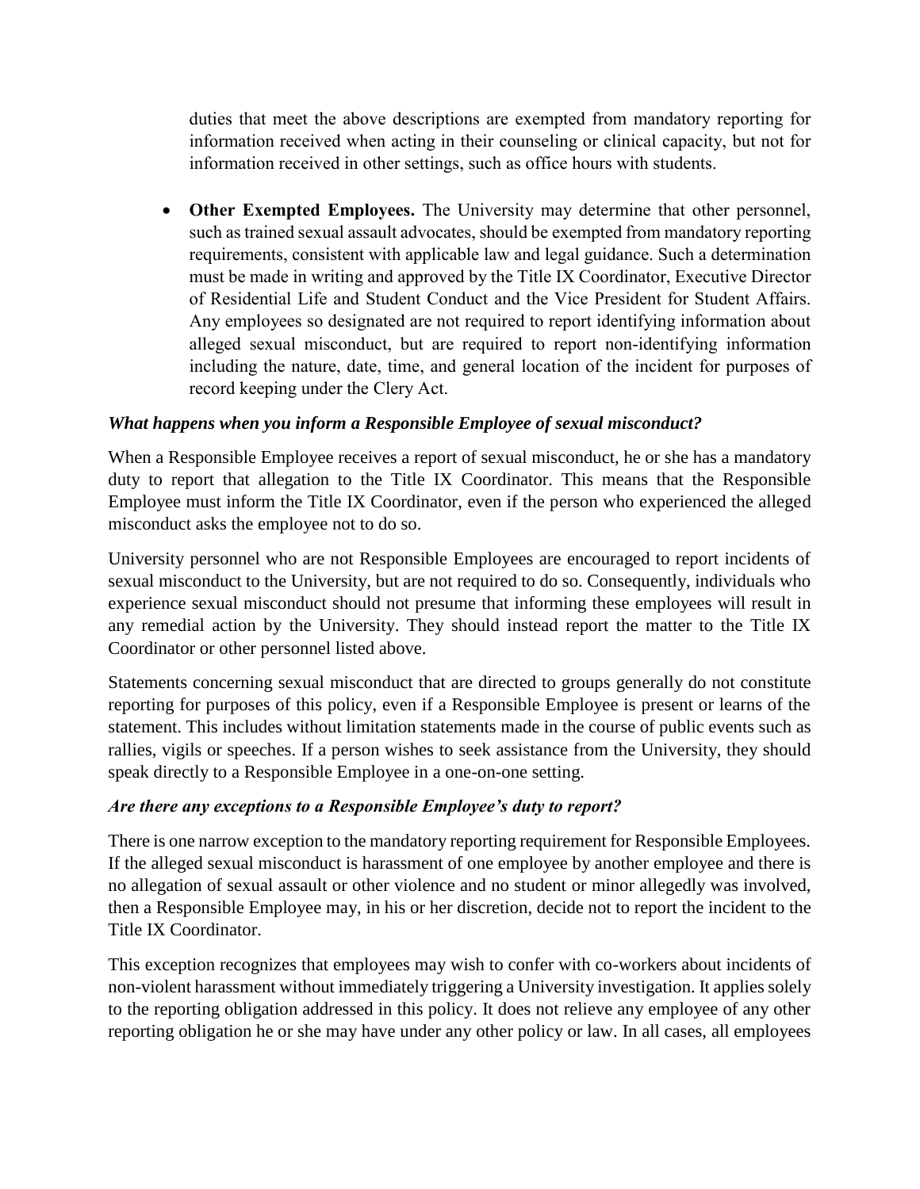duties that meet the above descriptions are exempted from mandatory reporting for information received when acting in their counseling or clinical capacity, but not for information received in other settings, such as office hours with students.

- **Other Exempted Employees.** The University may determine that other personnel, such as trained sexual assault advocates, should be exempted from mandatory reporting requirements, consistent with applicable law and legal guidance. Such a determination must be made in writing and approved by the Title IX Coordinator, Executive Director of Residential Life and Student Conduct and the Vice President for Student Affairs. Any employees so designated are not required to report identifying information about alleged sexual misconduct, but are required to report non-identifying information including the nature, date, time, and general location of the incident for purposes of record keeping under the Clery Act.

***What happens when you inform a Responsible Employee of sexual misconduct?***

When a Responsible Employee receives a report of sexual misconduct, he or she has a mandatory duty to report that allegation to the Title IX Coordinator. This means that the Responsible Employee must inform the Title IX Coordinator, even if the person who experienced the alleged misconduct asks the employee not to do so.

University personnel who are not Responsible Employees are encouraged to report incidents of sexual misconduct to the University, but are not required to do so. Consequently, individuals who experience sexual misconduct should not presume that informing these employees will result in any remedial action by the University. They should instead report the matter to the Title IX Coordinator or other personnel listed above.

Statements concerning sexual misconduct that are directed to groups generally do not constitute reporting for purposes of this policy, even if a Responsible Employee is present or learns of the statement. This includes without limitation statements made in the course of public events such as rallies, vigils or speeches. If a person wishes to seek assistance from the University, they should speak directly to a Responsible Employee in a one-on-one setting.

***Are there any exceptions to a Responsible Employee's duty to report?***

There is one narrow exception to the mandatory reporting requirement for Responsible Employees. If the alleged sexual misconduct is harassment of one employee by another employee and there is no allegation of sexual assault or other violence and no student or minor allegedly was involved, then a Responsible Employee may, in his or her discretion, decide not to report the incident to the Title IX Coordinator.

This exception recognizes that employees may wish to confer with co-workers about incidents of non-violent harassment without immediately triggering a University investigation. It applies solely to the reporting obligation addressed in this policy. It does not relieve any employee of any other reporting obligation he or she may have under any other policy or law. In all cases, all employees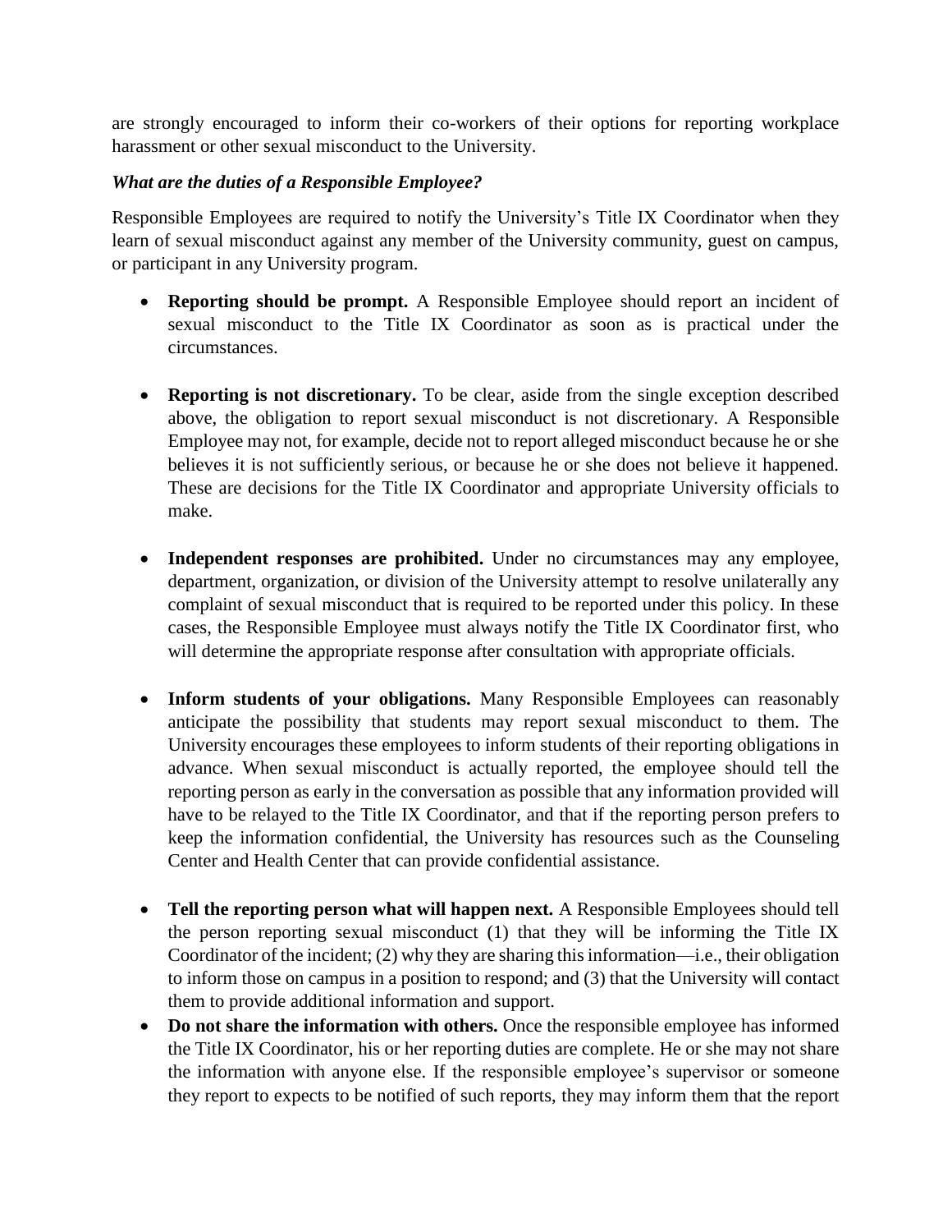are strongly encouraged to inform their co-workers of their options for reporting workplace harassment or other sexual misconduct to the University.

***What are the duties of a Responsible Employee?***

Responsible Employees are required to notify the University's Title IX Coordinator when they learn of sexual misconduct against any member of the University community, guest on campus, or participant in any University program.

- **Reporting should be prompt.** A Responsible Employee should report an incident of sexual misconduct to the Title IX Coordinator as soon as is practical under the circumstances.

- **Reporting is not discretionary.** To be clear, aside from the single exception described above, the obligation to report sexual misconduct is not discretionary. A Responsible Employee may not, for example, decide not to report alleged misconduct because he or she believes it is not sufficiently serious, or because he or she does not believe it happened. These are decisions for the Title IX Coordinator and appropriate University officials to make.

- **Independent responses are prohibited.** Under no circumstances may any employee, department, organization, or division of the University attempt to resolve unilaterally any complaint of sexual misconduct that is required to be reported under this policy. In these cases, the Responsible Employee must always notify the Title IX Coordinator first, who will determine the appropriate response after consultation with appropriate officials.

- **Inform students of your obligations.** Many Responsible Employees can reasonably anticipate the possibility that students may report sexual misconduct to them. The University encourages these employees to inform students of their reporting obligations in advance. When sexual misconduct is actually reported, the employee should tell the reporting person as early in the conversation as possible that any information provided will have to be relayed to the Title IX Coordinator, and that if the reporting person prefers to keep the information confidential, the University has resources such as the Counseling Center and Health Center that can provide confidential assistance.

- **Tell the reporting person what will happen next.** A Responsible Employees should tell the person reporting sexual misconduct (1) that they will be informing the Title IX Coordinator of the incident; (2) why they are sharing this information—i.e., their obligation to inform those on campus in a position to respond; and (3) that the University will contact them to provide additional information and support.
- **Do not share the information with others.** Once the responsible employee has informed the Title IX Coordinator, his or her reporting duties are complete. He or she may not share the information with anyone else. If the responsible employee's supervisor or someone they report to expects to be notified of such reports, they may inform them that the report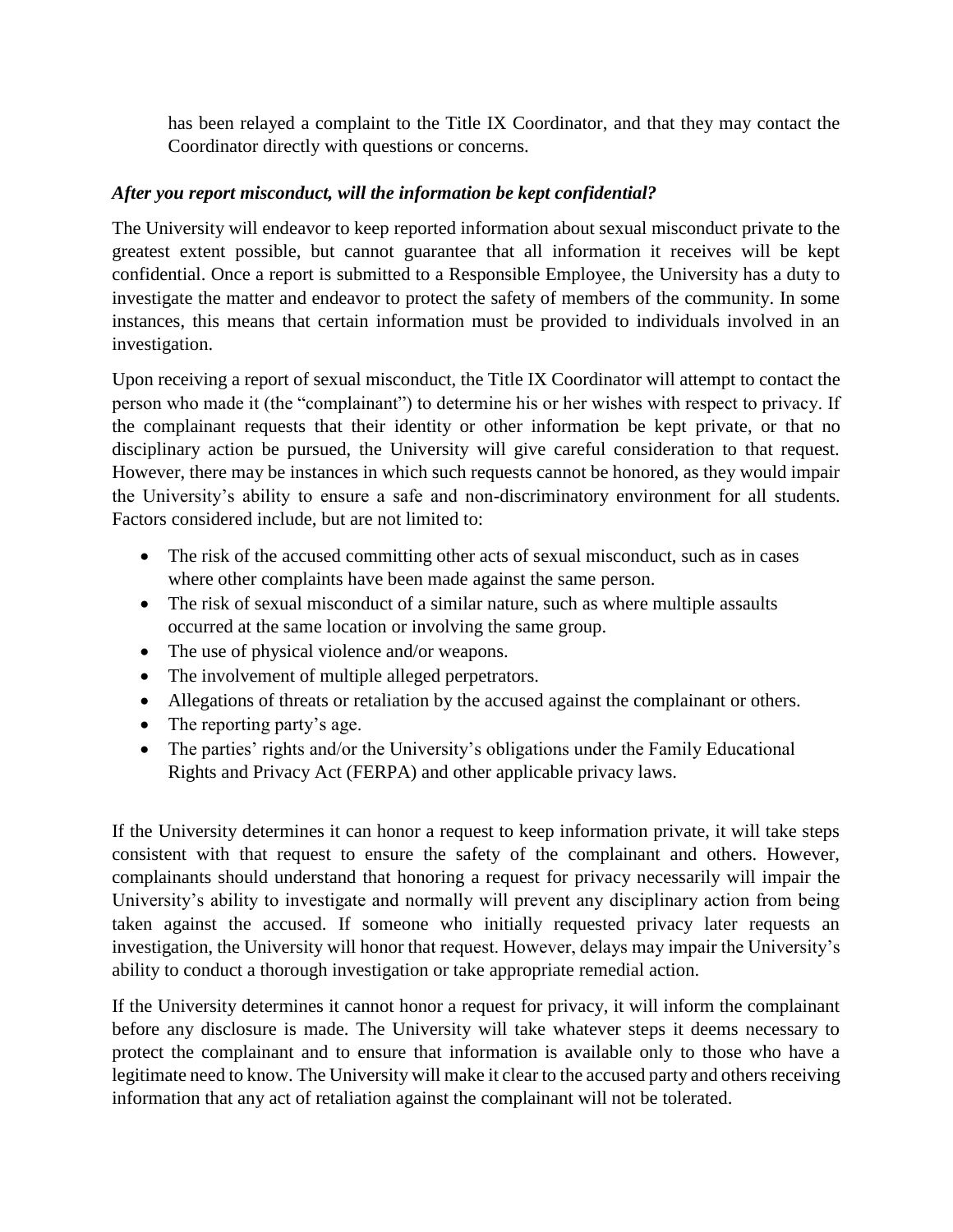has been relayed a complaint to the Title IX Coordinator, and that they may contact the Coordinator directly with questions or concerns.

***After you report misconduct, will the information be kept confidential?***

The University will endeavor to keep reported information about sexual misconduct private to the greatest extent possible, but cannot guarantee that all information it receives will be kept confidential. Once a report is submitted to a Responsible Employee, the University has a duty to investigate the matter and endeavor to protect the safety of members of the community. In some instances, this means that certain information must be provided to individuals involved in an investigation.

Upon receiving a report of sexual misconduct, the Title IX Coordinator will attempt to contact the person who made it (the "complainant") to determine his or her wishes with respect to privacy. If the complainant requests that their identity or other information be kept private, or that no disciplinary action be pursued, the University will give careful consideration to that request. However, there may be instances in which such requests cannot be honored, as they would impair the University's ability to ensure a safe and non-discriminatory environment for all students. Factors considered include, but are not limited to:

- The risk of the accused committing other acts of sexual misconduct, such as in cases where other complaints have been made against the same person.
- The risk of sexual misconduct of a similar nature, such as where multiple assaults occurred at the same location or involving the same group.
- The use of physical violence and/or weapons.
- The involvement of multiple alleged perpetrators.
- Allegations of threats or retaliation by the accused against the complainant or others.
- The reporting party's age.
- The parties' rights and/or the University's obligations under the Family Educational Rights and Privacy Act (FERPA) and other applicable privacy laws.

If the University determines it can honor a request to keep information private, it will take steps consistent with that request to ensure the safety of the complainant and others. However, complainants should understand that honoring a request for privacy necessarily will impair the University's ability to investigate and normally will prevent any disciplinary action from being taken against the accused. If someone who initially requested privacy later requests an investigation, the University will honor that request. However, delays may impair the University's ability to conduct a thorough investigation or take appropriate remedial action.

If the University determines it cannot honor a request for privacy, it will inform the complainant before any disclosure is made. The University will take whatever steps it deems necessary to protect the complainant and to ensure that information is available only to those who have a legitimate need to know. The University will make it clear to the accused party and others receiving information that any act of retaliation against the complainant will not be tolerated.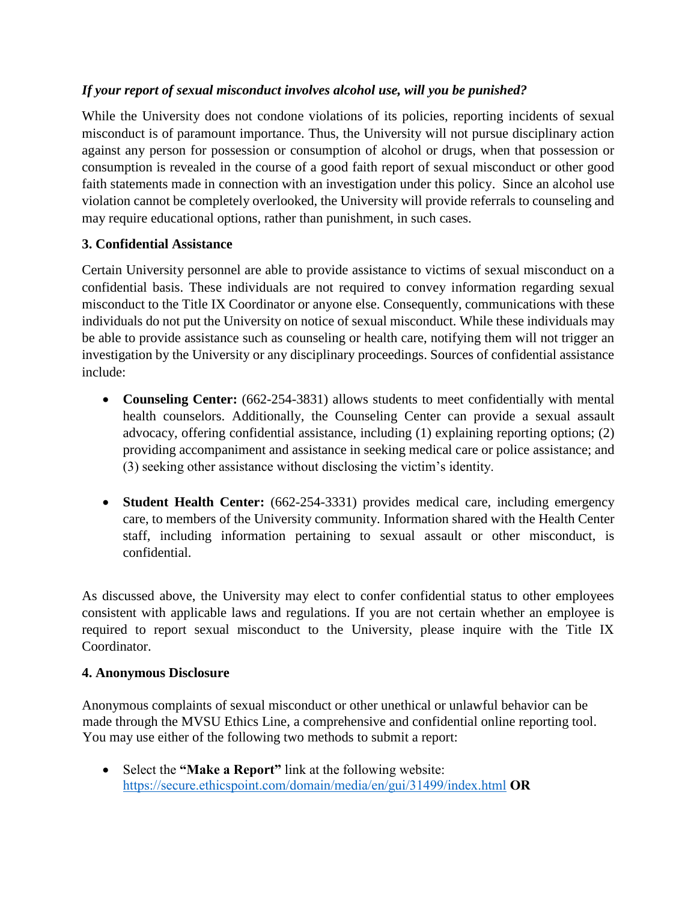***If your report of sexual misconduct involves alcohol use, will you be punished?***

While the University does not condone violations of its policies, reporting incidents of sexual misconduct is of paramount importance. Thus, the University will not pursue disciplinary action against any person for possession or consumption of alcohol or drugs, when that possession or consumption is revealed in the course of a good faith report of sexual misconduct or other good faith statements made in connection with an investigation under this policy. Since an alcohol use violation cannot be completely overlooked, the University will provide referrals to counseling and may require educational options, rather than punishment, in such cases.

**3. Confidential Assistance**

Certain University personnel are able to provide assistance to victims of sexual misconduct on a confidential basis. These individuals are not required to convey information regarding sexual misconduct to the Title IX Coordinator or anyone else. Consequently, communications with these individuals do not put the University on notice of sexual misconduct. While these individuals may be able to provide assistance such as counseling or health care, notifying them will not trigger an investigation by the University or any disciplinary proceedings. Sources of confidential assistance include:

- **Counseling Center:** (662-254-3831) allows students to meet confidentially with mental health counselors. Additionally, the Counseling Center can provide a sexual assault advocacy, offering confidential assistance, including (1) explaining reporting options; (2) providing accompaniment and assistance in seeking medical care or police assistance; and (3) seeking other assistance without disclosing the victim's identity.

- **Student Health Center:** (662-254-3331) provides medical care, including emergency care, to members of the University community. Information shared with the Health Center staff, including information pertaining to sexual assault or other misconduct, is confidential.

As discussed above, the University may elect to confer confidential status to other employees consistent with applicable laws and regulations. If you are not certain whether an employee is required to report sexual misconduct to the University, please inquire with the Title IX Coordinator.

**4. Anonymous Disclosure**

Anonymous complaints of sexual misconduct or other unethical or unlawful behavior can be made through the MVSU Ethics Line, a comprehensive and confidential online reporting tool. You may use either of the following two methods to submit a report:

- Select the **"Make a Report"** link at the following website: https://secure.ethicspoint.com/domain/media/en/gui/31499/index.html **OR**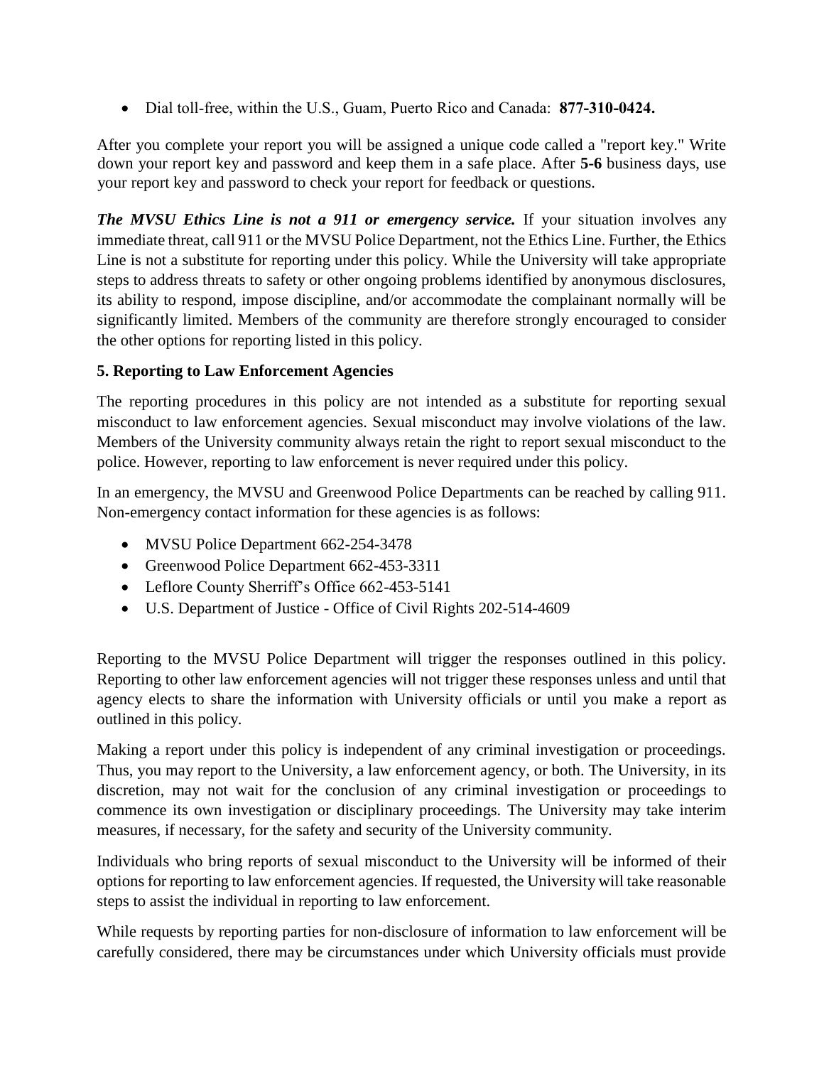- Dial toll-free, within the U.S., Guam, Puerto Rico and Canada: **877-310-0424.**

After you complete your report you will be assigned a unique code called a "report key." Write down your report key and password and keep them in a safe place. After **5-6** business days, use your report key and password to check your report for feedback or questions.

***The MVSU Ethics Line is not a 911 or emergency service.*** If your situation involves any immediate threat, call 911 or the MVSU Police Department, not the Ethics Line. Further, the Ethics Line is not a substitute for reporting under this policy. While the University will take appropriate steps to address threats to safety or other ongoing problems identified by anonymous disclosures, its ability to respond, impose discipline, and/or accommodate the complainant normally will be significantly limited. Members of the community are therefore strongly encouraged to consider the other options for reporting listed in this policy.

**5. Reporting to Law Enforcement Agencies**

The reporting procedures in this policy are not intended as a substitute for reporting sexual misconduct to law enforcement agencies. Sexual misconduct may involve violations of the law. Members of the University community always retain the right to report sexual misconduct to the police. However, reporting to law enforcement is never required under this policy.

In an emergency, the MVSU and Greenwood Police Departments can be reached by calling 911. Non-emergency contact information for these agencies is as follows:

- MVSU Police Department 662-254-3478
- Greenwood Police Department 662-453-3311
- Leflore County Sherriff's Office 662-453-5141
- U.S. Department of Justice - Office of Civil Rights 202-514-4609

Reporting to the MVSU Police Department will trigger the responses outlined in this policy. Reporting to other law enforcement agencies will not trigger these responses unless and until that agency elects to share the information with University officials or until you make a report as outlined in this policy.

Making a report under this policy is independent of any criminal investigation or proceedings. Thus, you may report to the University, a law enforcement agency, or both. The University, in its discretion, may not wait for the conclusion of any criminal investigation or proceedings to commence its own investigation or disciplinary proceedings. The University may take interim measures, if necessary, for the safety and security of the University community.

Individuals who bring reports of sexual misconduct to the University will be informed of their options for reporting to law enforcement agencies. If requested, the University will take reasonable steps to assist the individual in reporting to law enforcement.

While requests by reporting parties for non-disclosure of information to law enforcement will be carefully considered, there may be circumstances under which University officials must provide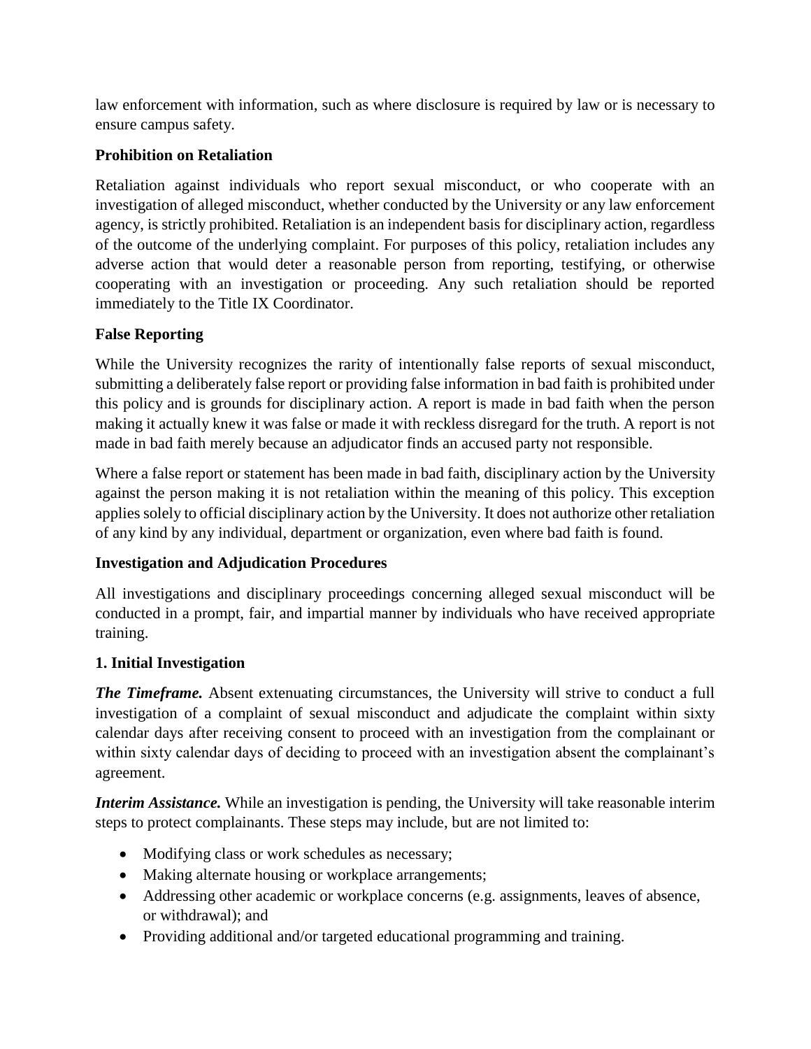law enforcement with information, such as where disclosure is required by law or is necessary to ensure campus safety.

**Prohibition on Retaliation**

Retaliation against individuals who report sexual misconduct, or who cooperate with an investigation of alleged misconduct, whether conducted by the University or any law enforcement agency, is strictly prohibited. Retaliation is an independent basis for disciplinary action, regardless of the outcome of the underlying complaint. For purposes of this policy, retaliation includes any adverse action that would deter a reasonable person from reporting, testifying, or otherwise cooperating with an investigation or proceeding. Any such retaliation should be reported immediately to the Title IX Coordinator.

**False Reporting**

While the University recognizes the rarity of intentionally false reports of sexual misconduct, submitting a deliberately false report or providing false information in bad faith is prohibited under this policy and is grounds for disciplinary action. A report is made in bad faith when the person making it actually knew it was false or made it with reckless disregard for the truth. A report is not made in bad faith merely because an adjudicator finds an accused party not responsible.

Where a false report or statement has been made in bad faith, disciplinary action by the University against the person making it is not retaliation within the meaning of this policy. This exception applies solely to official disciplinary action by the University. It does not authorize other retaliation of any kind by any individual, department or organization, even where bad faith is found.

**Investigation and Adjudication Procedures**

All investigations and disciplinary proceedings concerning alleged sexual misconduct will be conducted in a prompt, fair, and impartial manner by individuals who have received appropriate training.

**1. Initial Investigation**

***The Timeframe.*** Absent extenuating circumstances, the University will strive to conduct a full investigation of a complaint of sexual misconduct and adjudicate the complaint within sixty calendar days after receiving consent to proceed with an investigation from the complainant or within sixty calendar days of deciding to proceed with an investigation absent the complainant's agreement.

***Interim Assistance.*** While an investigation is pending, the University will take reasonable interim steps to protect complainants. These steps may include, but are not limited to:

- Modifying class or work schedules as necessary;
- Making alternate housing or workplace arrangements;
- Addressing other academic or workplace concerns (e.g. assignments, leaves of absence, or withdrawal); and
- Providing additional and/or targeted educational programming and training.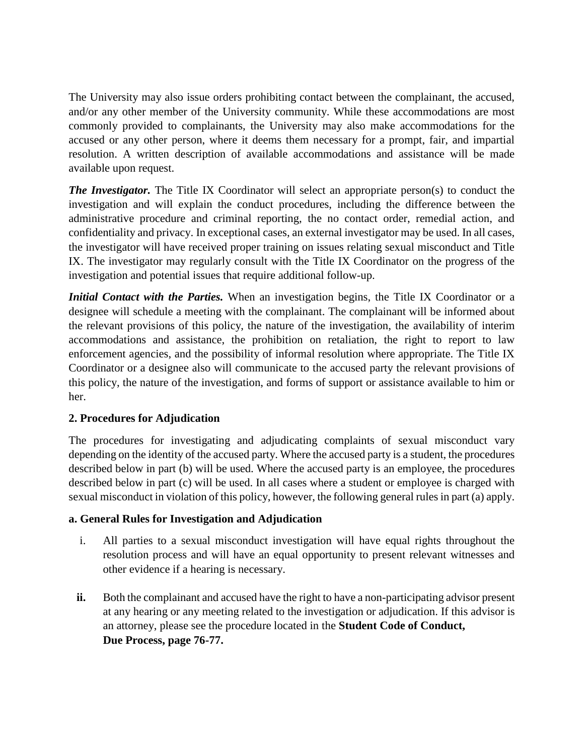The University may also issue orders prohibiting contact between the complainant, the accused, and/or any other member of the University community. While these accommodations are most commonly provided to complainants, the University may also make accommodations for the accused or any other person, where it deems them necessary for a prompt, fair, and impartial resolution. A written description of available accommodations and assistance will be made available upon request.

***The Investigator.*** The Title IX Coordinator will select an appropriate person(s) to conduct the investigation and will explain the conduct procedures, including the difference between the administrative procedure and criminal reporting, the no contact order, remedial action, and confidentiality and privacy. In exceptional cases, an external investigator may be used. In all cases, the investigator will have received proper training on issues relating sexual misconduct and Title IX. The investigator may regularly consult with the Title IX Coordinator on the progress of the investigation and potential issues that require additional follow-up.

***Initial Contact with the Parties.*** When an investigation begins, the Title IX Coordinator or a designee will schedule a meeting with the complainant. The complainant will be informed about the relevant provisions of this policy, the nature of the investigation, the availability of interim accommodations and assistance, the prohibition on retaliation, the right to report to law enforcement agencies, and the possibility of informal resolution where appropriate. The Title IX Coordinator or a designee also will communicate to the accused party the relevant provisions of this policy, the nature of the investigation, and forms of support or assistance available to him or her.

**2. Procedures for Adjudication**

The procedures for investigating and adjudicating complaints of sexual misconduct vary depending on the identity of the accused party. Where the accused party is a student, the procedures described below in part (b) will be used. Where the accused party is an employee, the procedures described below in part (c) will be used. In all cases where a student or employee is charged with sexual misconduct in violation of this policy, however, the following general rules in part (a) apply.

**a. General Rules for Investigation and Adjudication**

i. All parties to a sexual misconduct investigation will have equal rights throughout the resolution process and will have an equal opportunity to present relevant witnesses and other evidence if a hearing is necessary.

**ii.** Both the complainant and accused have the right to have a non-participating advisor present at any hearing or any meeting related to the investigation or adjudication. If this advisor is an attorney, please see the procedure located in the **Student Code of Conduct, Due Process, page 76-77.**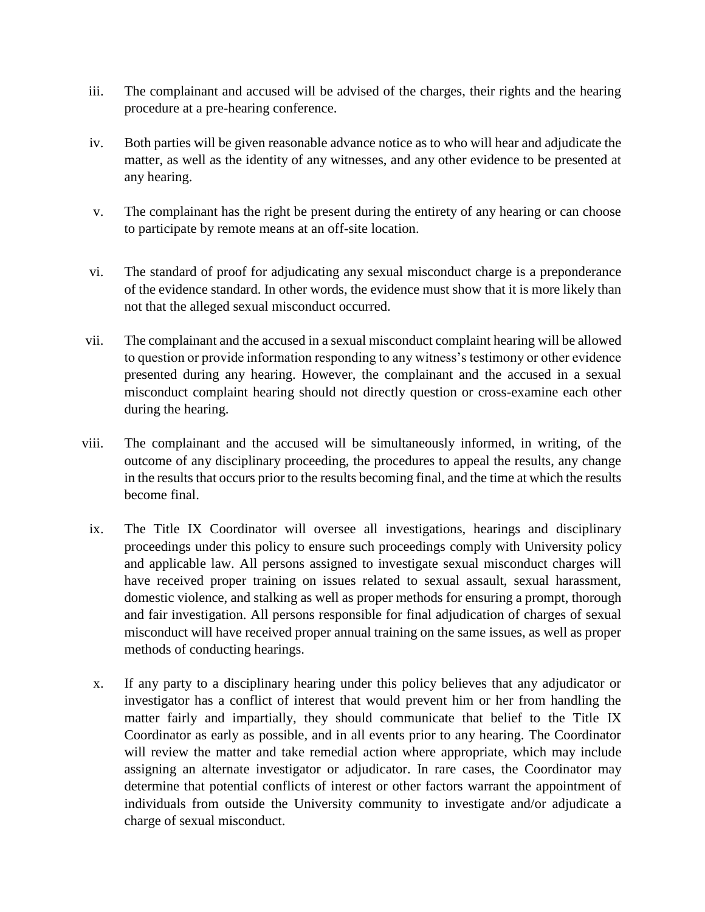iii. The complainant and accused will be advised of the charges, their rights and the hearing procedure at a pre-hearing conference.

iv. Both parties will be given reasonable advance notice as to who will hear and adjudicate the matter, as well as the identity of any witnesses, and any other evidence to be presented at any hearing.

v. The complainant has the right be present during the entirety of any hearing or can choose to participate by remote means at an off-site location.

vi. The standard of proof for adjudicating any sexual misconduct charge is a preponderance of the evidence standard. In other words, the evidence must show that it is more likely than not that the alleged sexual misconduct occurred.

vii. The complainant and the accused in a sexual misconduct complaint hearing will be allowed to question or provide information responding to any witness's testimony or other evidence presented during any hearing. However, the complainant and the accused in a sexual misconduct complaint hearing should not directly question or cross-examine each other during the hearing.

viii. The complainant and the accused will be simultaneously informed, in writing, of the outcome of any disciplinary proceeding, the procedures to appeal the results, any change in the results that occurs prior to the results becoming final, and the time at which the results become final.

ix. The Title IX Coordinator will oversee all investigations, hearings and disciplinary proceedings under this policy to ensure such proceedings comply with University policy and applicable law. All persons assigned to investigate sexual misconduct charges will have received proper training on issues related to sexual assault, sexual harassment, domestic violence, and stalking as well as proper methods for ensuring a prompt, thorough and fair investigation. All persons responsible for final adjudication of charges of sexual misconduct will have received proper annual training on the same issues, as well as proper methods of conducting hearings.

x. If any party to a disciplinary hearing under this policy believes that any adjudicator or investigator has a conflict of interest that would prevent him or her from handling the matter fairly and impartially, they should communicate that belief to the Title IX Coordinator as early as possible, and in all events prior to any hearing. The Coordinator will review the matter and take remedial action where appropriate, which may include assigning an alternate investigator or adjudicator. In rare cases, the Coordinator may determine that potential conflicts of interest or other factors warrant the appointment of individuals from outside the University community to investigate and/or adjudicate a charge of sexual misconduct.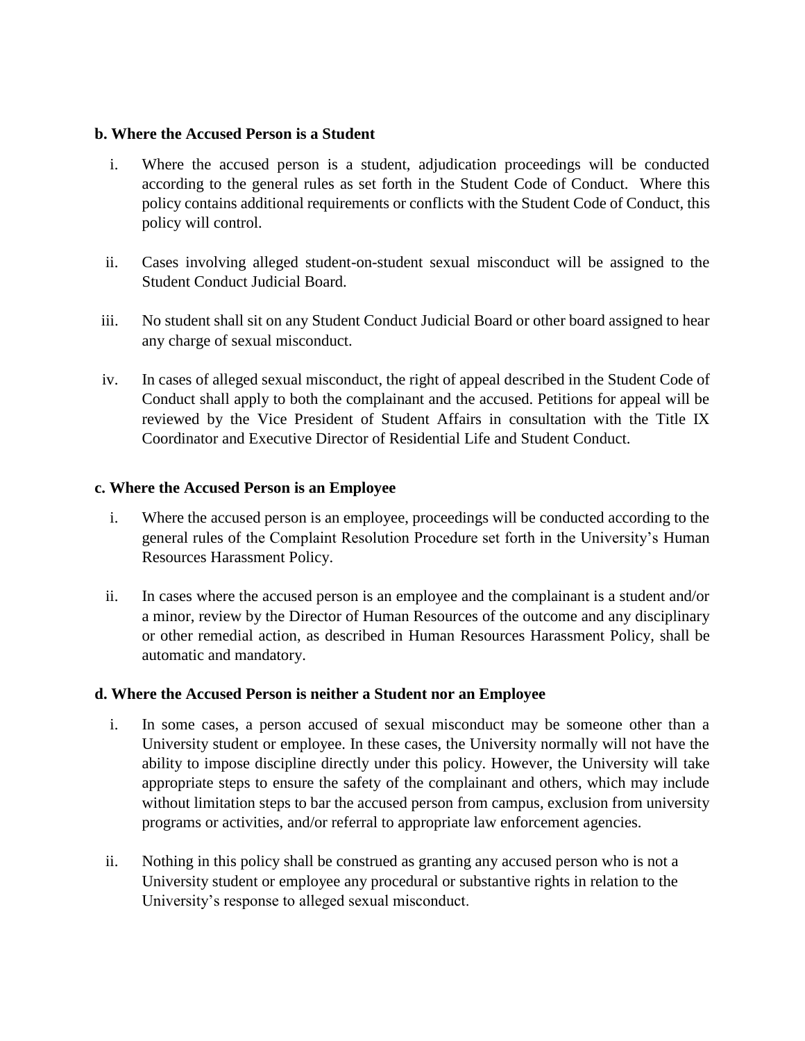**b. Where the Accused Person is a Student**

i. Where the accused person is a student, adjudication proceedings will be conducted according to the general rules as set forth in the Student Code of Conduct. Where this policy contains additional requirements or conflicts with the Student Code of Conduct, this policy will control.

ii. Cases involving alleged student-on-student sexual misconduct will be assigned to the Student Conduct Judicial Board.

iii. No student shall sit on any Student Conduct Judicial Board or other board assigned to hear any charge of sexual misconduct.

iv. In cases of alleged sexual misconduct, the right of appeal described in the Student Code of Conduct shall apply to both the complainant and the accused. Petitions for appeal will be reviewed by the Vice President of Student Affairs in consultation with the Title IX Coordinator and Executive Director of Residential Life and Student Conduct.

**c. Where the Accused Person is an Employee**

i. Where the accused person is an employee, proceedings will be conducted according to the general rules of the Complaint Resolution Procedure set forth in the University's Human Resources Harassment Policy.

ii. In cases where the accused person is an employee and the complainant is a student and/or a minor, review by the Director of Human Resources of the outcome and any disciplinary or other remedial action, as described in Human Resources Harassment Policy, shall be automatic and mandatory.

**d. Where the Accused Person is neither a Student nor an Employee**

i. In some cases, a person accused of sexual misconduct may be someone other than a University student or employee. In these cases, the University normally will not have the ability to impose discipline directly under this policy. However, the University will take appropriate steps to ensure the safety of the complainant and others, which may include without limitation steps to bar the accused person from campus, exclusion from university programs or activities, and/or referral to appropriate law enforcement agencies.

ii. Nothing in this policy shall be construed as granting any accused person who is not a University student or employee any procedural or substantive rights in relation to the University's response to alleged sexual misconduct.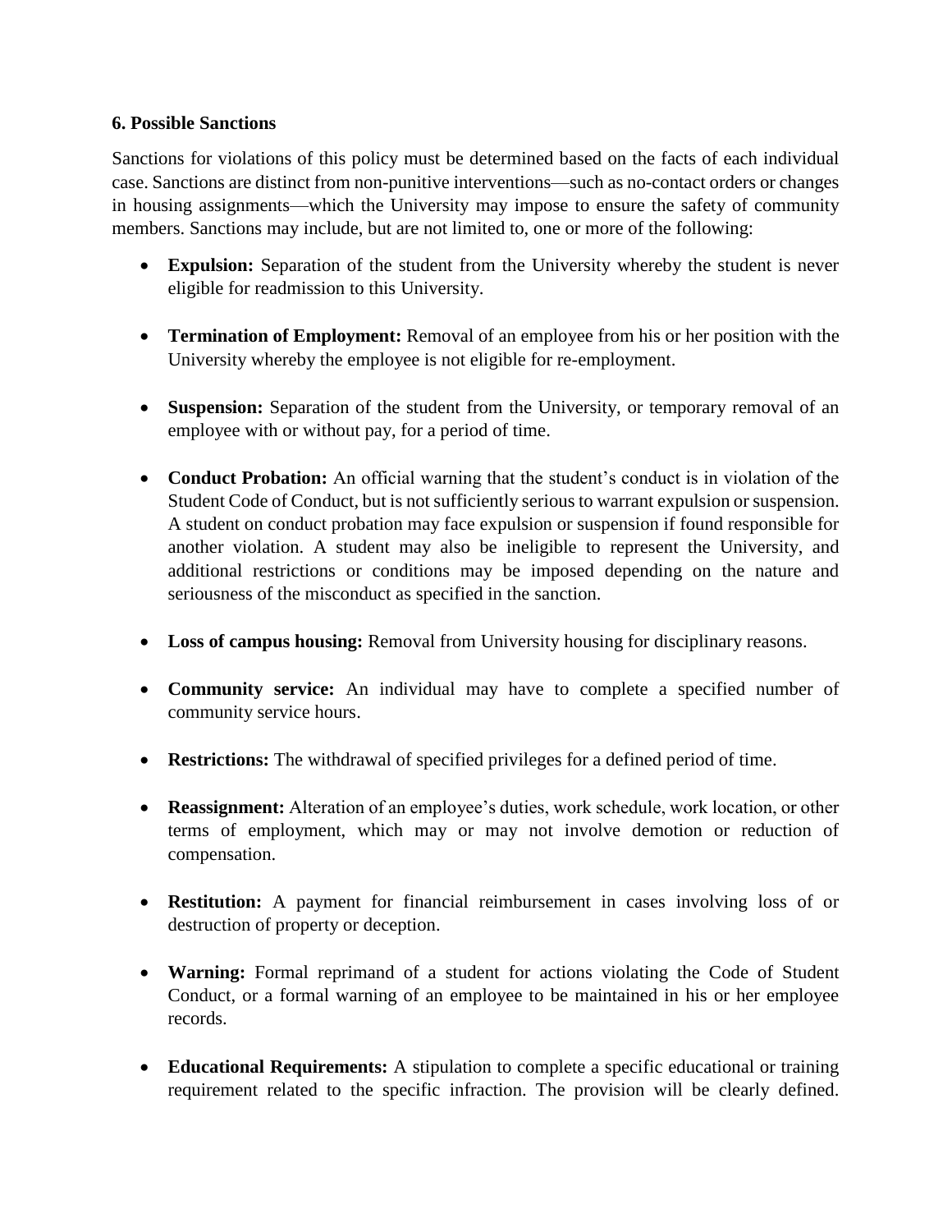**6. Possible Sanctions**

Sanctions for violations of this policy must be determined based on the facts of each individual case. Sanctions are distinct from non-punitive interventions—such as no-contact orders or changes in housing assignments—which the University may impose to ensure the safety of community members. Sanctions may include, but are not limited to, one or more of the following:

- **Expulsion:** Separation of the student from the University whereby the student is never eligible for readmission to this University.

- **Termination of Employment:** Removal of an employee from his or her position with the University whereby the employee is not eligible for re-employment.

- **Suspension:** Separation of the student from the University, or temporary removal of an employee with or without pay, for a period of time.

- **Conduct Probation:** An official warning that the student's conduct is in violation of the Student Code of Conduct, but is not sufficiently serious to warrant expulsion or suspension. A student on conduct probation may face expulsion or suspension if found responsible for another violation. A student may also be ineligible to represent the University, and additional restrictions or conditions may be imposed depending on the nature and seriousness of the misconduct as specified in the sanction.

- **Loss of campus housing:** Removal from University housing for disciplinary reasons.

- **Community service:** An individual may have to complete a specified number of community service hours.

- **Restrictions:** The withdrawal of specified privileges for a defined period of time.

- **Reassignment:** Alteration of an employee's duties, work schedule, work location, or other terms of employment, which may or may not involve demotion or reduction of compensation.

- **Restitution:** A payment for financial reimbursement in cases involving loss of or destruction of property or deception.

- **Warning:** Formal reprimand of a student for actions violating the Code of Student Conduct, or a formal warning of an employee to be maintained in his or her employee records.

- **Educational Requirements:** A stipulation to complete a specific educational or training requirement related to the specific infraction. The provision will be clearly defined.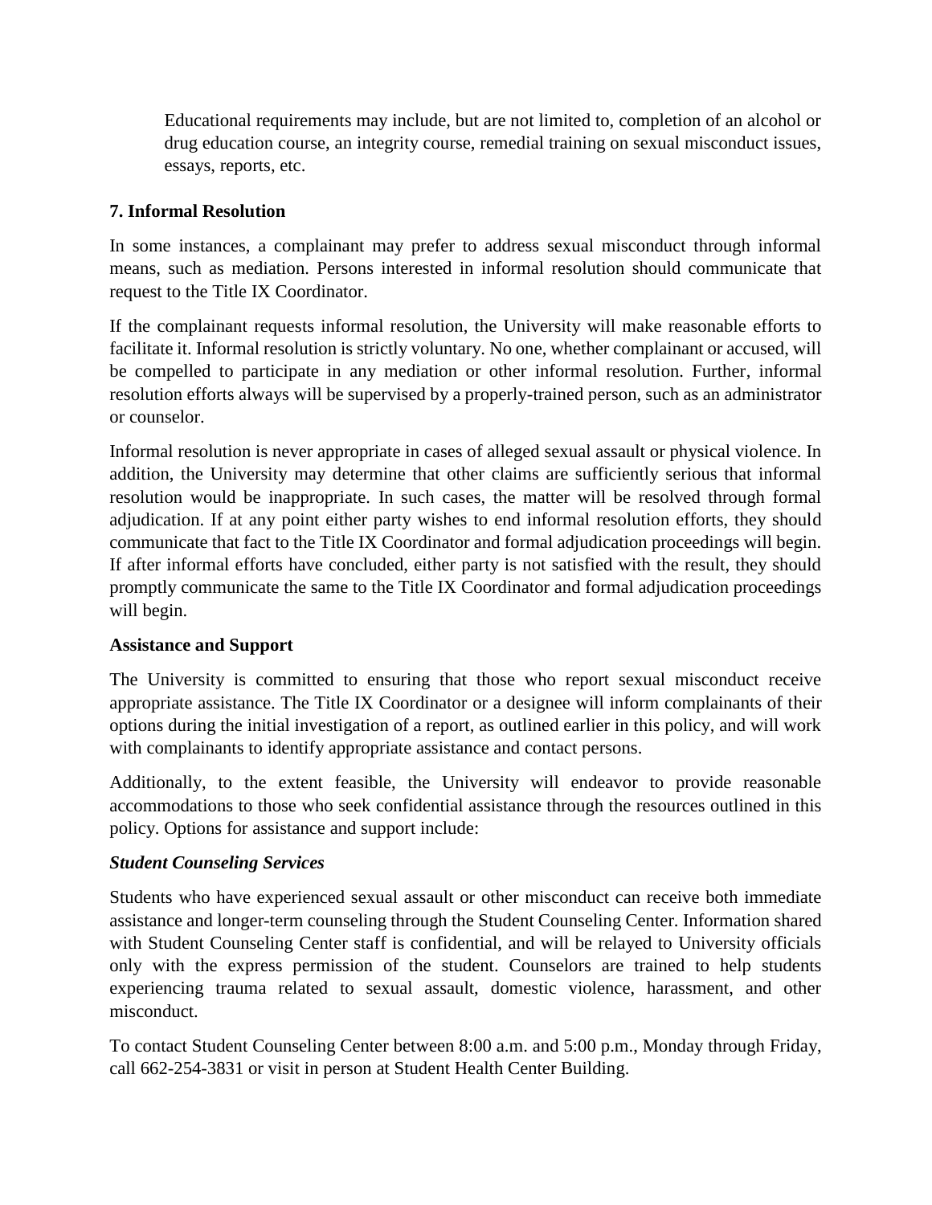Educational requirements may include, but are not limited to, completion of an alcohol or drug education course, an integrity course, remedial training on sexual misconduct issues, essays, reports, etc.

### 7. Informal Resolution

In some instances, a complainant may prefer to address sexual misconduct through informal means, such as mediation. Persons interested in informal resolution should communicate that request to the Title IX Coordinator.

If the complainant requests informal resolution, the University will make reasonable efforts to facilitate it. Informal resolution is strictly voluntary. No one, whether complainant or accused, will be compelled to participate in any mediation or other informal resolution. Further, informal resolution efforts always will be supervised by a properly-trained person, such as an administrator or counselor.

Informal resolution is never appropriate in cases of alleged sexual assault or physical violence. In addition, the University may determine that other claims are sufficiently serious that informal resolution would be inappropriate. In such cases, the matter will be resolved through formal adjudication. If at any point either party wishes to end informal resolution efforts, they should communicate that fact to the Title IX Coordinator and formal adjudication proceedings will begin. If after informal efforts have concluded, either party is not satisfied with the result, they should promptly communicate the same to the Title IX Coordinator and formal adjudication proceedings will begin.

### Assistance and Support

The University is committed to ensuring that those who report sexual misconduct receive appropriate assistance. The Title IX Coordinator or a designee will inform complainants of their options during the initial investigation of a report, as outlined earlier in this policy, and will work with complainants to identify appropriate assistance and contact persons.

Additionally, to the extent feasible, the University will endeavor to provide reasonable accommodations to those who seek confidential assistance through the resources outlined in this policy. Options for assistance and support include:

#### *Student Counseling Services*

Students who have experienced sexual assault or other misconduct can receive both immediate assistance and longer-term counseling through the Student Counseling Center. Information shared with Student Counseling Center staff is confidential, and will be relayed to University officials only with the express permission of the student. Counselors are trained to help students experiencing trauma related to sexual assault, domestic violence, harassment, and other misconduct.

To contact Student Counseling Center between 8:00 a.m. and 5:00 p.m., Monday through Friday, call 662-254-3831 or visit in person at Student Health Center Building.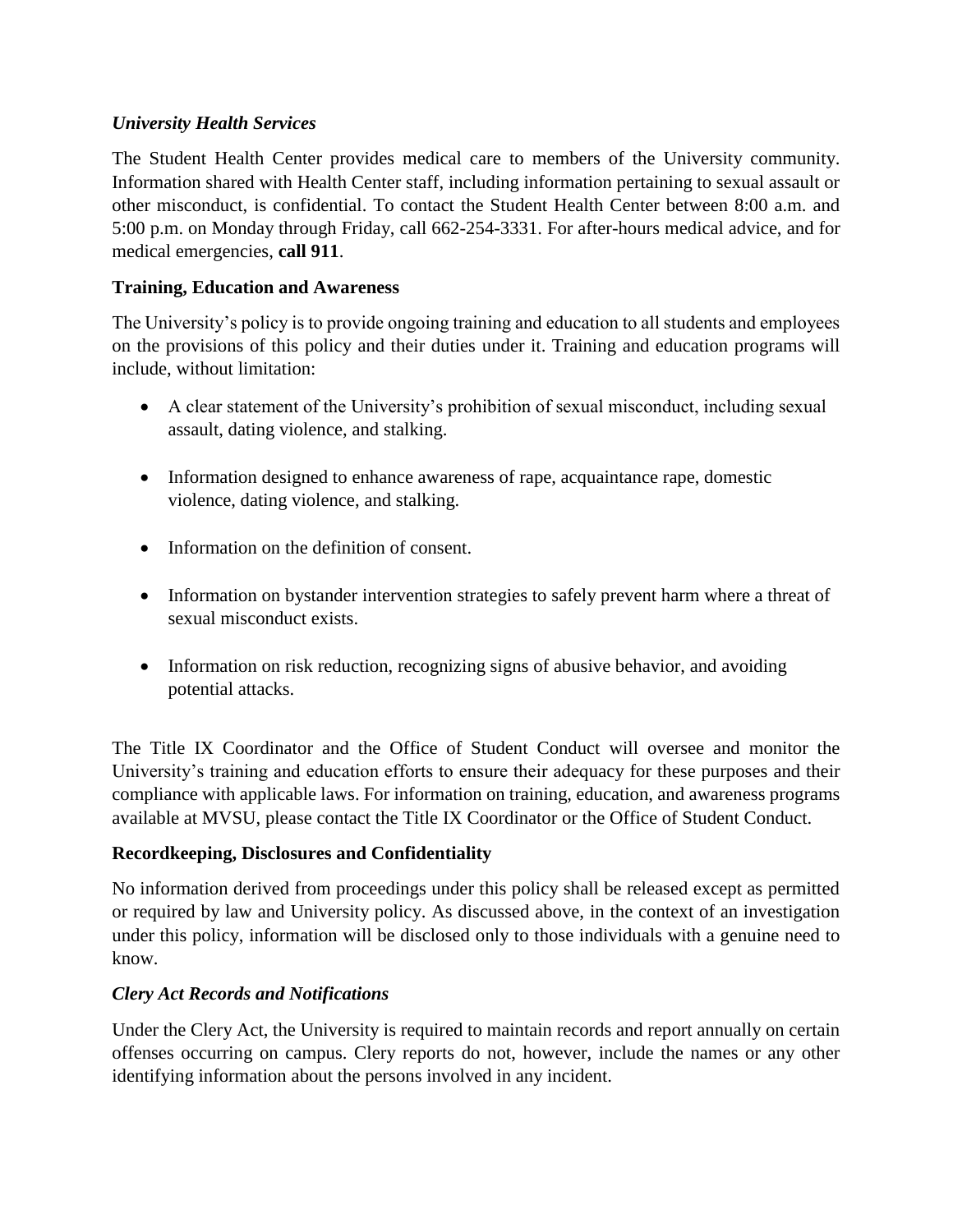### *University Health Services*

The Student Health Center provides medical care to members of the University community. Information shared with Health Center staff, including information pertaining to sexual assault or other misconduct, is confidential. To contact the Student Health Center between 8:00 a.m. and 5:00 p.m. on Monday through Friday, call 662-254-3331. For after-hours medical advice, and for medical emergencies, **call 911**.

## Training, Education and Awareness

The University's policy is to provide ongoing training and education to all students and employees on the provisions of this policy and their duties under it. Training and education programs will include, without limitation:

- A clear statement of the University's prohibition of sexual misconduct, including sexual assault, dating violence, and stalking.
- Information designed to enhance awareness of rape, acquaintance rape, domestic violence, dating violence, and stalking.
- Information on the definition of consent.
- Information on bystander intervention strategies to safely prevent harm where a threat of sexual misconduct exists.
- Information on risk reduction, recognizing signs of abusive behavior, and avoiding potential attacks.

The Title IX Coordinator and the Office of Student Conduct will oversee and monitor the University's training and education efforts to ensure their adequacy for these purposes and their compliance with applicable laws. For information on training, education, and awareness programs available at MVSU, please contact the Title IX Coordinator or the Office of Student Conduct.

## Recordkeeping, Disclosures and Confidentiality

No information derived from proceedings under this policy shall be released except as permitted or required by law and University policy. As discussed above, in the context of an investigation under this policy, information will be disclosed only to those individuals with a genuine need to know.

### *Clery Act Records and Notifications*

Under the Clery Act, the University is required to maintain records and report annually on certain offenses occurring on campus. Clery reports do not, however, include the names or any other identifying information about the persons involved in any incident.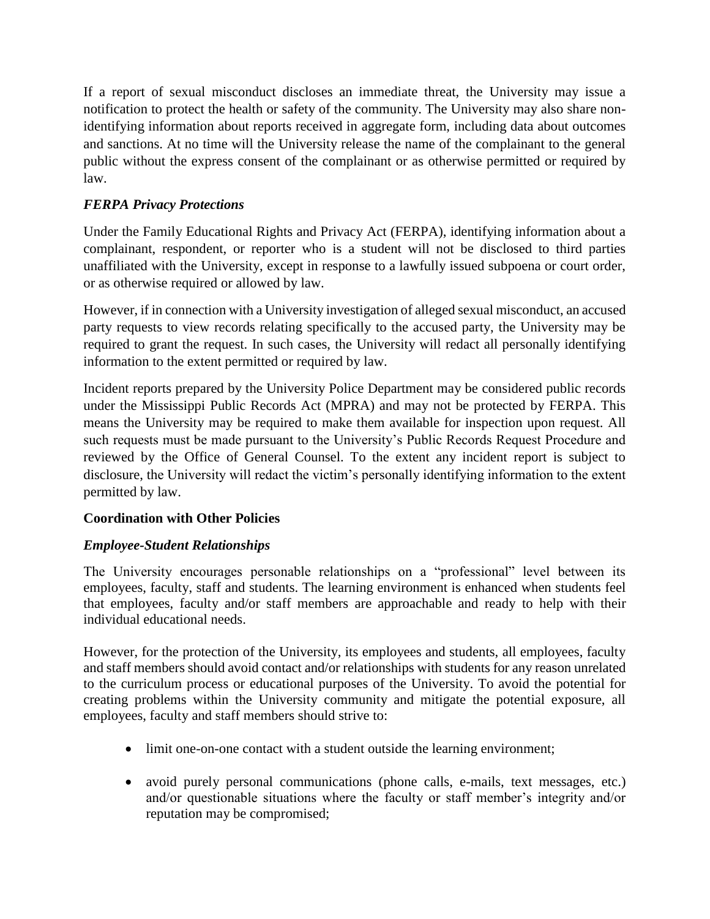If a report of sexual misconduct discloses an immediate threat, the University may issue a notification to protect the health or safety of the community. The University may also share non-identifying information about reports received in aggregate form, including data about outcomes and sanctions. At no time will the University release the name of the complainant to the general public without the express consent of the complainant or as otherwise permitted or required by law.

### *FERPA Privacy Protections*

Under the Family Educational Rights and Privacy Act (FERPA), identifying information about a complainant, respondent, or reporter who is a student will not be disclosed to third parties unaffiliated with the University, except in response to a lawfully issued subpoena or court order, or as otherwise required or allowed by law.

However, if in connection with a University investigation of alleged sexual misconduct, an accused party requests to view records relating specifically to the accused party, the University may be required to grant the request. In such cases, the University will redact all personally identifying information to the extent permitted or required by law.

Incident reports prepared by the University Police Department may be considered public records under the Mississippi Public Records Act (MPRA) and may not be protected by FERPA. This means the University may be required to make them available for inspection upon request. All such requests must be made pursuant to the University's Public Records Request Procedure and reviewed by the Office of General Counsel. To the extent any incident report is subject to disclosure, the University will redact the victim's personally identifying information to the extent permitted by law.

## **Coordination with Other Policies**

### *Employee-Student Relationships*

The University encourages personable relationships on a "professional" level between its employees, faculty, staff and students. The learning environment is enhanced when students feel that employees, faculty and/or staff members are approachable and ready to help with their individual educational needs.

However, for the protection of the University, its employees and students, all employees, faculty and staff members should avoid contact and/or relationships with students for any reason unrelated to the curriculum process or educational purposes of the University. To avoid the potential for creating problems within the University community and mitigate the potential exposure, all employees, faculty and staff members should strive to:

- limit one-on-one contact with a student outside the learning environment;
- avoid purely personal communications (phone calls, e-mails, text messages, etc.) and/or questionable situations where the faculty or staff member's integrity and/or reputation may be compromised;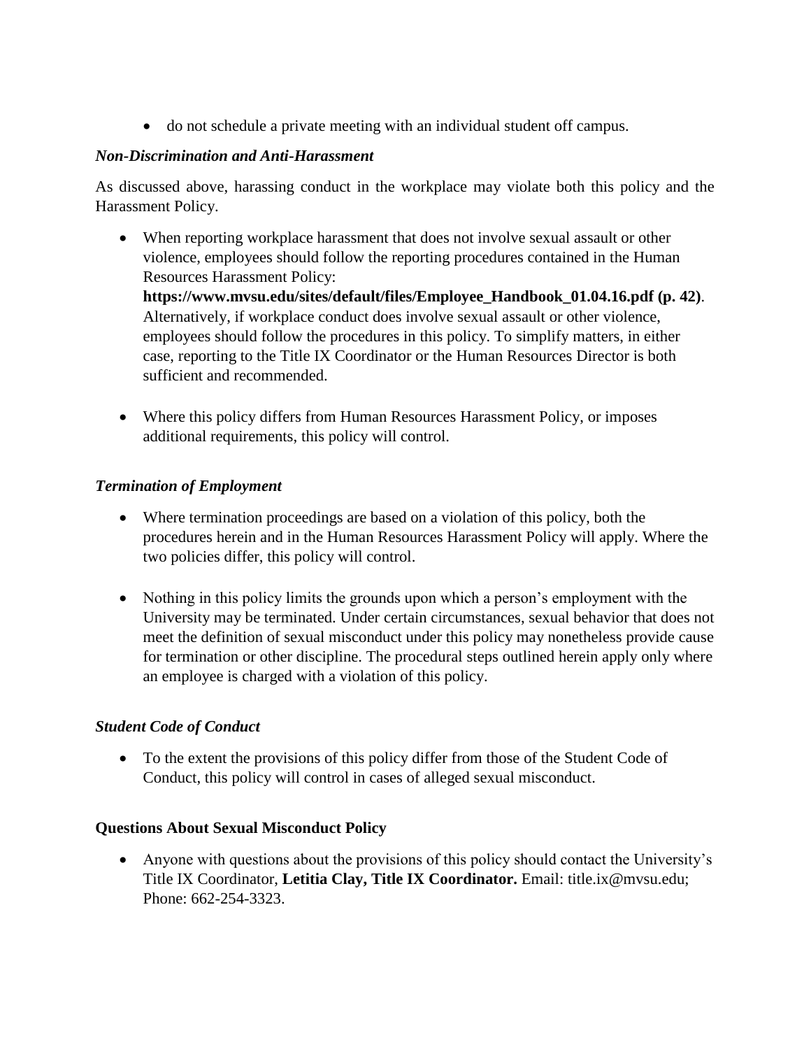- do not schedule a private meeting with an individual student off campus.

***Non-Discrimination and Anti-Harassment***

As discussed above, harassing conduct in the workplace may violate both this policy and the Harassment Policy.

- When reporting workplace harassment that does not involve sexual assault or other violence, employees should follow the reporting procedures contained in the Human Resources Harassment Policy: **https://www.mvsu.edu/sites/default/files/Employee_Handbook_01.04.16.pdf (p. 42)**. Alternatively, if workplace conduct does involve sexual assault or other violence, employees should follow the procedures in this policy. To simplify matters, in either case, reporting to the Title IX Coordinator or the Human Resources Director is both sufficient and recommended.

- Where this policy differs from Human Resources Harassment Policy, or imposes additional requirements, this policy will control.

***Termination of Employment***

- Where termination proceedings are based on a violation of this policy, both the procedures herein and in the Human Resources Harassment Policy will apply. Where the two policies differ, this policy will control.

- Nothing in this policy limits the grounds upon which a person's employment with the University may be terminated. Under certain circumstances, sexual behavior that does not meet the definition of sexual misconduct under this policy may nonetheless provide cause for termination or other discipline. The procedural steps outlined herein apply only where an employee is charged with a violation of this policy.

***Student Code of Conduct***

- To the extent the provisions of this policy differ from those of the Student Code of Conduct, this policy will control in cases of alleged sexual misconduct.

**Questions About Sexual Misconduct Policy**

- Anyone with questions about the provisions of this policy should contact the University's Title IX Coordinator, **Letitia Clay, Title IX Coordinator.** Email: title.ix@mvsu.edu; Phone: 662-254-3323.